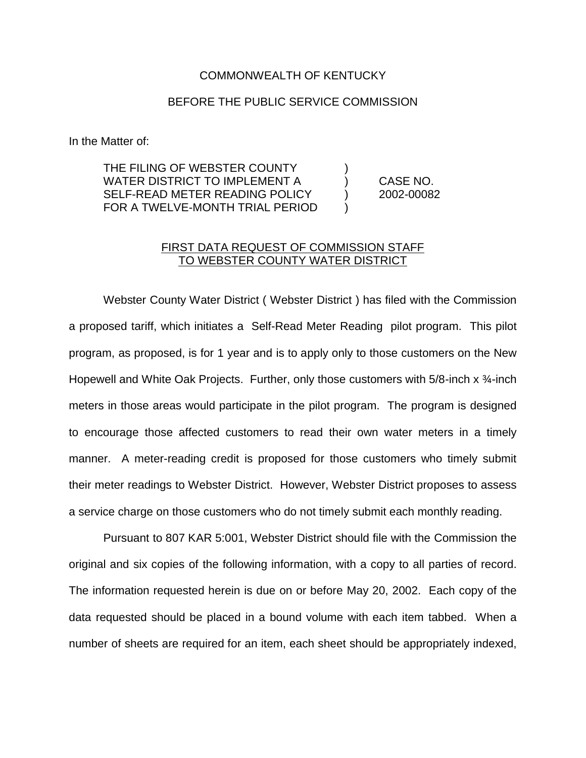COMMONWEALTH OF KENTUCKY

BEFORE THE PUBLIC SERVICE COMMISSION

In the Matter of:

THE FILING OF WEBSTER COUNTY WATER DISTRICT TO IMPLEMENT A SELF-READ METER READING POLICY FOR A TWELVE-MONTH TRIAL PERIOD ) CASE NO. 2002-00082

FIRST DATA REQUEST OF COMMISSION STAFF TO WEBSTER COUNTY WATER DISTRICT

Webster County Water District ( Webster District ) has filed with the Commission a proposed tariff, which initiates a Self-Read Meter Reading pilot program. This pilot program, as proposed, is for 1 year and is to apply only to those customers on the New Hopewell and White Oak Projects. Further, only those customers with 5/8-inch x ¾-inch meters in those areas would participate in the pilot program. The program is designed to encourage those affected customers to read their own water meters in a timely manner. A meter-reading credit is proposed for those customers who timely submit their meter readings to Webster District. However, Webster District proposes to assess a service charge on those customers who do not timely submit each monthly reading.

Pursuant to 807 KAR 5:001, Webster District should file with the Commission the original and six copies of the following information, with a copy to all parties of record. The information requested herein is due on or before May 20, 2002. Each copy of the data requested should be placed in a bound volume with each item tabbed. When a number of sheets are required for an item, each sheet should be appropriately indexed,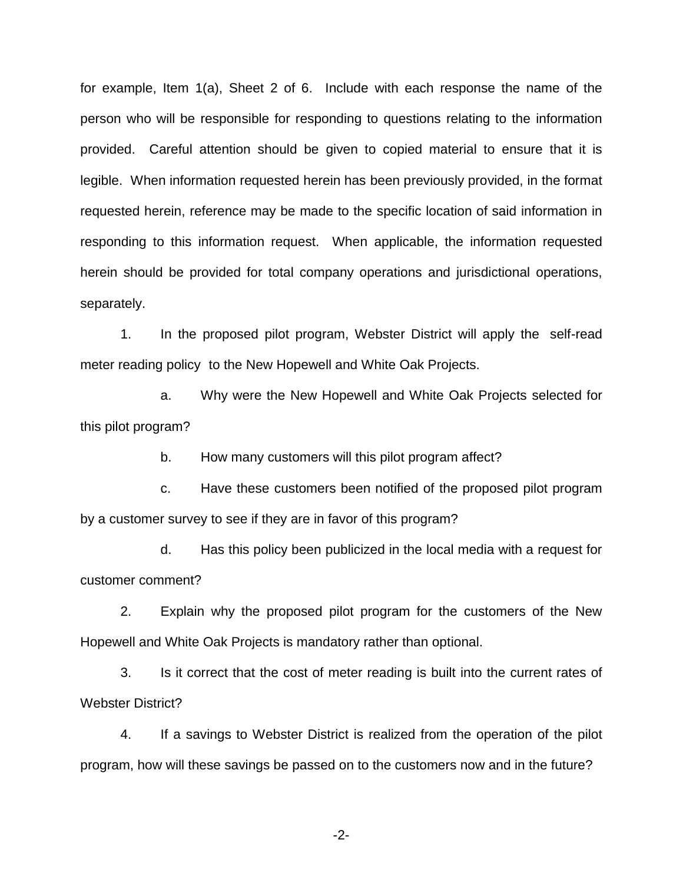for example, Item 1(a), Sheet 2 of 6. Include with each response the name of the person who will be responsible for responding to questions relating to the information provided. Careful attention should be given to copied material to ensure that it is legible. When information requested herein has been previously provided, in the format requested herein, reference may be made to the specific location of said information in responding to this information request. When applicable, the information requested herein should be provided for total company operations and jurisdictional operations, separately.

1. In the proposed pilot program, Webster District will apply the self-read meter reading policy to the New Hopewell and White Oak Projects.

   a. Why were the New Hopewell and White Oak Projects selected for this pilot program?

   b. How many customers will this pilot program affect?

   c. Have these customers been notified of the proposed pilot program by a customer survey to see if they are in favor of this program?

   d. Has this policy been publicized in the local media with a request for customer comment?

2. Explain why the proposed pilot program for the customers of the New Hopewell and White Oak Projects is mandatory rather than optional.

3. Is it correct that the cost of meter reading is built into the current rates of Webster District?

4. If a savings to Webster District is realized from the operation of the pilot program, how will these savings be passed on to the customers now and in the future?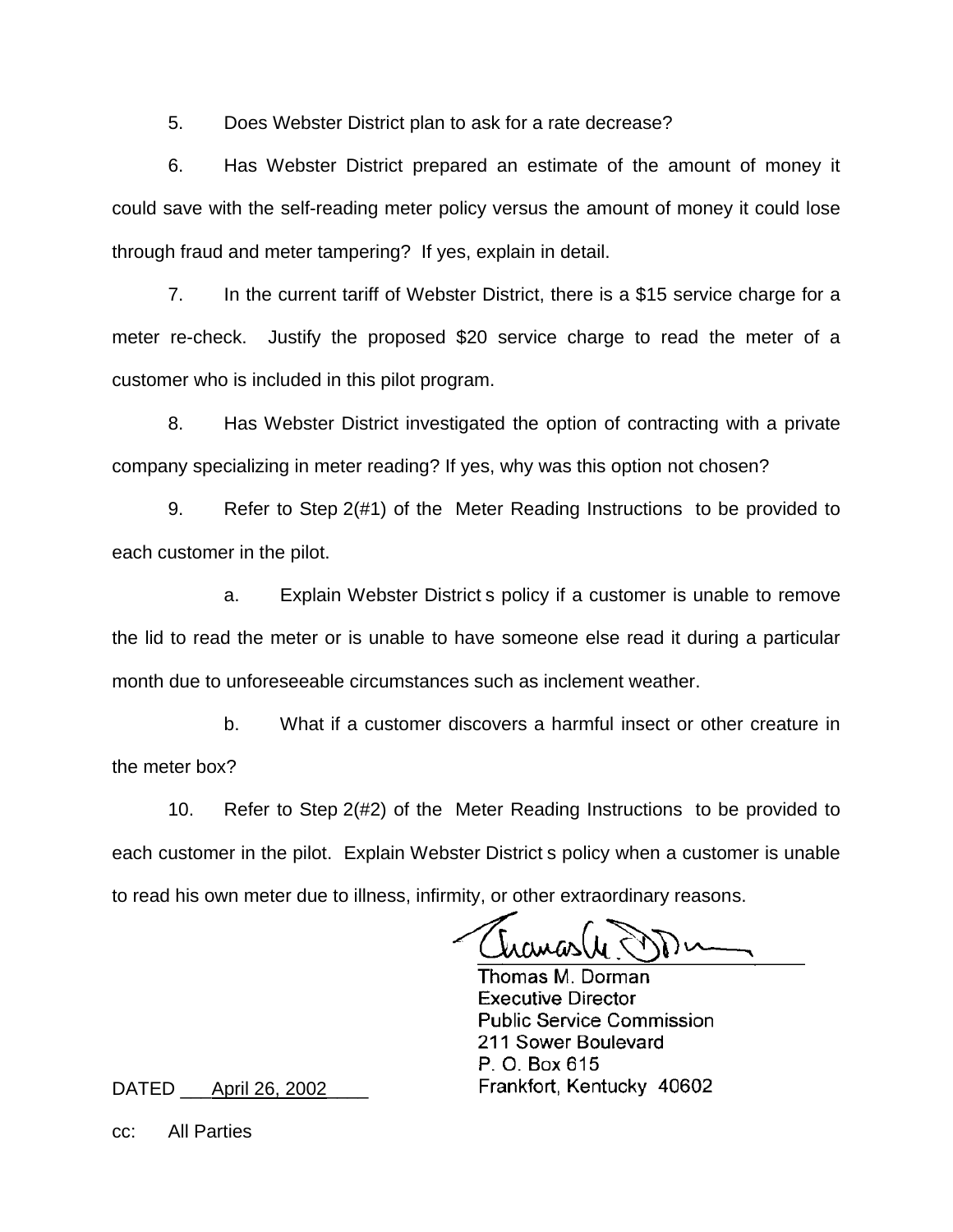5. Does Webster District plan to ask for a rate decrease?

6. Has Webster District prepared an estimate of the amount of money it could save with the self-reading meter policy versus the amount of money it could lose through fraud and meter tampering? If yes, explain in detail.

7. In the current tariff of Webster District, there is a $15 service charge for a meter re-check. Justify the proposed $20 service charge to read the meter of a customer who is included in this pilot program.

8. Has Webster District investigated the option of contracting with a private company specializing in meter reading? If yes, why was this option not chosen?

9. Refer to Step 2(#1) of the Meter Reading Instructions to be provided to each customer in the pilot.

   a. Explain Webster District s policy if a customer is unable to remove the lid to read the meter or is unable to have someone else read it during a particular month due to unforeseeable circumstances such as inclement weather.

   b. What if a customer discovers a harmful insect or other creature in the meter box?

10. Refer to Step 2(#2) of the Meter Reading Instructions to be provided to each customer in the pilot. Explain Webster District s policy when a customer is unable to read his own meter due to illness, infirmity, or other extraordinary reasons.

Thomas M. Dorman
Executive Director
Public Service Commission
211 Sower Boulevard
P. O. Box 615
Frankfort, Kentucky 40602

DATED April 26, 2002

cc: All Parties